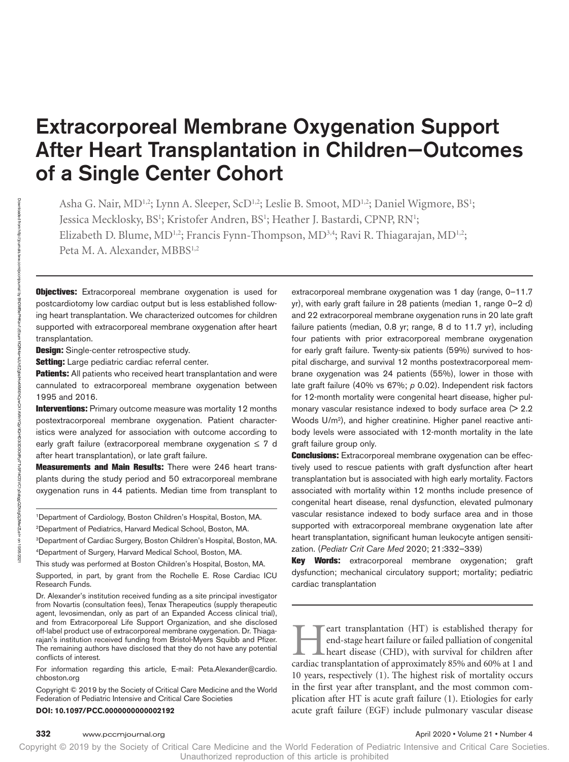# Extracorporeal Membrane Oxygenation Support After Heart Transplantation in Children—Outcomes of a Single Center Cohort

Asha G. Nair, MD[1,2]; Lynn A. Sleeper, ScD[1,2]; Leslie B. Smoot, MD[1,2]; Daniel Wigmore, BS[1]; Jessica Mecklosky, BS[1]; Kristofer Andren, BS[1]; Heather J. Bastardi, CPNP, RN[1]; Elizabeth D. Blume, MD[1,2]; Francis Fynn-Thompson, MD[3,4]; Ravi R. Thiagarajan, MD[1,2]; Peta M. A. Alexander, MBBS[1,2]

**Objectives:** Extracorporeal membrane oxygenation is used for postcardiotomy low cardiac output but is less established following heart transplantation. We characterized outcomes for children supported with extracorporeal membrane oxygenation after heart transplantation.

**Design:** Single-center retrospective study.

**Setting:** Large pediatric cardiac referral center.

**Patients:** All patients who received heart transplantation and were cannulated to extracorporeal membrane oxygenation between 1995 and 2016.

**Interventions:** Primary outcome measure was mortality 12 months postextracorporeal membrane oxygenation. Patient characteristics were analyzed for association with outcome according to early graft failure (extracorporeal membrane oxygenation ≤ 7 d after heart transplantation), or late graft failure.

**Measurements and Main Results:** There were 246 heart transplants during the study period and 50 extracorporeal membrane oxygenation runs in 44 patients. Median time from transplant to extracorporeal membrane oxygenation was 1 day (range, 0–11.7 yr), with early graft failure in 28 patients (median 1, range 0–2 d) and 22 extracorporeal membrane oxygenation runs in 20 late graft failure patients (median, 0.8 yr; range, 8 d to 11.7 yr), including four patients with prior extracorporeal membrane oxygenation for early graft failure. Twenty-six patients (59%) survived to hospital discharge, and survival 12 months postextracorporeal membrane oxygenation was 24 patients (55%), lower in those with late graft failure (40% vs 67%; $p$ 0.02). Independent risk factors for 12-month mortality were congenital heart disease, higher pulmonary vascular resistance indexed to body surface area (> 2.2 Woods U/m$^2$), and higher creatinine. Higher panel reactive antibody levels were associated with 12-month mortality in the late graft failure group only.

**Conclusions:** Extracorporeal membrane oxygenation can be effectively used to rescue patients with graft dysfunction after heart transplantation but is associated with high early mortality. Factors associated with mortality within 12 months include presence of congenital heart disease, renal dysfunction, elevated pulmonary vascular resistance indexed to body surface area and in those supported with extracorporeal membrane oxygenation late after heart transplantation, significant human leukocyte antigen sensitization. (*Pediatr Crit Care Med* 2020; 21:332–339)

**Key Words:** extracorporeal membrane oxygenation; graft dysfunction; mechanical circulatory support; mortality; pediatric cardiac transplantation

[1]Department of Cardiology, Boston Children's Hospital, Boston, MA.

[2]Department of Pediatrics, Harvard Medical School, Boston, MA.

[3]Department of Cardiac Surgery, Boston Children's Hospital, Boston, MA.

[4]Department of Surgery, Harvard Medical School, Boston, MA.

This study was performed at Boston Children's Hospital, Boston, MA.

Supported, in part, by grant from the Rochelle E. Rose Cardiac ICU Research Funds.

Dr. Alexander's institution received funding as a site principal investigator from Novartis (consultation fees), Tenax Therapeutics (supply therapeutic agent, levosimendan, only as part of an Expanded Access clinical trial), and from Extracorporeal Life Support Organization, and she disclosed off-label product use of extracorporeal membrane oxygenation. Dr. Thiagarajan's institution received funding from Bristol-Myers Squibb and Pfizer. The remaining authors have disclosed that they do not have any potential conflicts of interest.

For information regarding this article, E-mail: Peta.Alexander@cardio.chboston.org

Copyright © 2019 by the Society of Critical Care Medicine and the World Federation of Pediatric Intensive and Critical Care Societies

**DOI: 10.1097/PCC.0000000000002192**

Heart transplantation (HT) is established therapy for end-stage heart failure or failed palliation of congenital heart disease (CHD), with survival for children after cardiac transplantation of approximately 85% and 60% at 1 and 10 years, respectively (1). The highest risk of mortality occurs in the first year after transplant, and the most common complication after HT is acute graft failure (1). Etiologies for early acute graft failure (EGF) include pulmonary vascular disease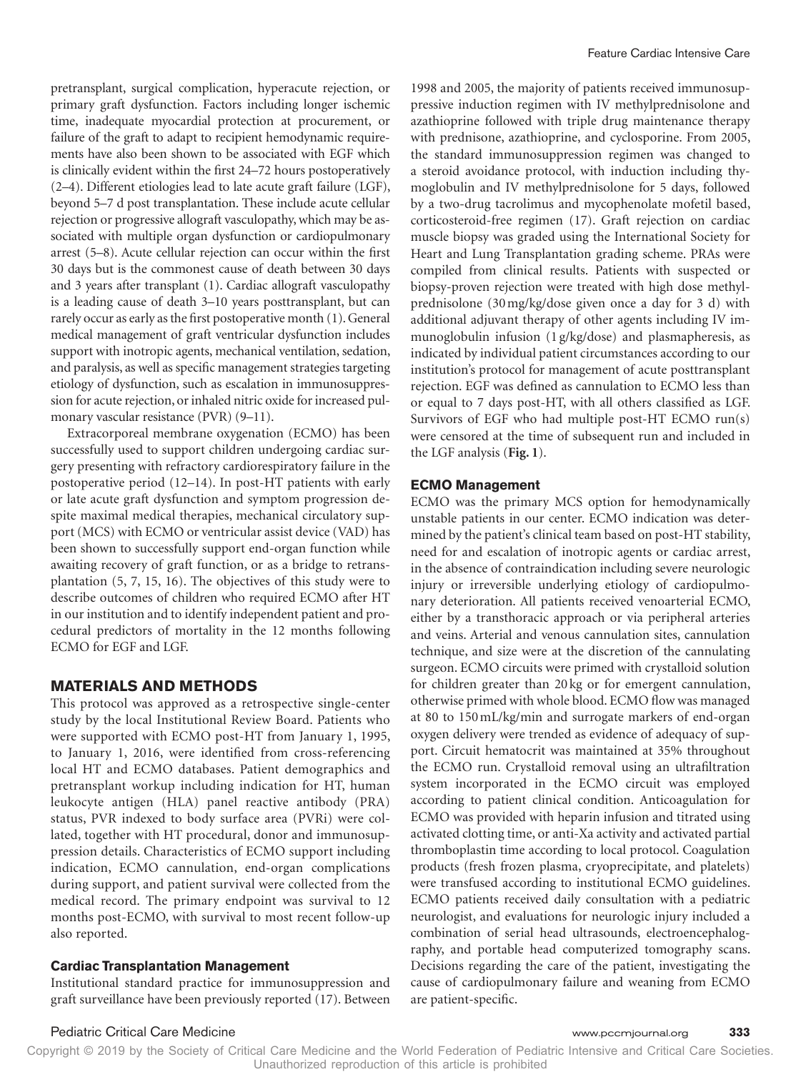pretransplant, surgical complication, hyperacute rejection, or primary graft dysfunction. Factors including longer ischemic time, inadequate myocardial protection at procurement, or failure of the graft to adapt to recipient hemodynamic requirements have also been shown to be associated with EGF which is clinically evident within the first 24–72 hours postoperatively (2–4). Different etiologies lead to late acute graft failure (LGF), beyond 5–7 d post transplantation. These include acute cellular rejection or progressive allograft vasculopathy, which may be associated with multiple organ dysfunction or cardiopulmonary arrest (5–8). Acute cellular rejection can occur within the first 30 days but is the commonest cause of death between 30 days and 3 years after transplant (1). Cardiac allograft vasculopathy is a leading cause of death 3–10 years posttransplant, but can rarely occur as early as the first postoperative month (1). General medical management of graft ventricular dysfunction includes support with inotropic agents, mechanical ventilation, sedation, and paralysis, as well as specific management strategies targeting etiology of dysfunction, such as escalation in immunosuppression for acute rejection, or inhaled nitric oxide for increased pulmonary vascular resistance (PVR) (9–11).

Extracorporeal membrane oxygenation (ECMO) has been successfully used to support children undergoing cardiac surgery presenting with refractory cardiorespiratory failure in the postoperative period (12–14). In post-HT patients with early or late acute graft dysfunction and symptom progression despite maximal medical therapies, mechanical circulatory support (MCS) with ECMO or ventricular assist device (VAD) has been shown to successfully support end-organ function while awaiting recovery of graft function, or as a bridge to retransplantation (5, 7, 15, 16). The objectives of this study were to describe outcomes of children who required ECMO after HT in our institution and to identify independent patient and procedural predictors of mortality in the 12 months following ECMO for EGF and LGF.

## MATERIALS AND METHODS

This protocol was approved as a retrospective single-center study by the local Institutional Review Board. Patients who were supported with ECMO post-HT from January 1, 1995, to January 1, 2016, were identified from cross-referencing local HT and ECMO databases. Patient demographics and pretransplant workup including indication for HT, human leukocyte antigen (HLA) panel reactive antibody (PRA) status, PVR indexed to body surface area (PVRi) were collated, together with HT procedural, donor and immunosuppression details. Characteristics of ECMO support including indication, ECMO cannulation, end-organ complications during support, and patient survival were collected from the medical record. The primary endpoint was survival to 12 months post-ECMO, with survival to most recent follow-up also reported.

### Cardiac Transplantation Management

Institutional standard practice for immunosuppression and graft surveillance have been previously reported (17). Between 1998 and 2005, the majority of patients received immunosuppressive induction regimen with IV methylprednisolone and azathioprine followed with triple drug maintenance therapy with prednisone, azathioprine, and cyclosporine. From 2005, the standard immunosuppression regimen was changed to a steroid avoidance protocol, with induction including thymoglobulin and IV methylprednisolone for 5 days, followed by a two-drug tacrolimus and mycophenolate mofetil based, corticosteroid-free regimen (17). Graft rejection on cardiac muscle biopsy was graded using the International Society for Heart and Lung Transplantation grading scheme. PRAs were compiled from clinical results. Patients with suspected or biopsy-proven rejection were treated with high dose methylprednisolone (30 mg/kg/dose given once a day for 3 d) with additional adjuvant therapy of other agents including IV immunoglobulin infusion (1 g/kg/dose) and plasmapheresis, as indicated by individual patient circumstances according to our institution's protocol for management of acute posttransplant rejection. EGF was defined as cannulation to ECMO less than or equal to 7 days post-HT, with all others classified as LGF. Survivors of EGF who had multiple post-HT ECMO run(s) were censored at the time of subsequent run and included in the LGF analysis (**Fig. 1**).

### ECMO Management

ECMO was the primary MCS option for hemodynamically unstable patients in our center. ECMO indication was determined by the patient's clinical team based on post-HT stability, need for and escalation of inotropic agents or cardiac arrest, in the absence of contraindication including severe neurologic injury or irreversible underlying etiology of cardiopulmonary deterioration. All patients received venoarterial ECMO, either by a transthoracic approach or via peripheral arteries and veins. Arterial and venous cannulation sites, cannulation technique, and size were at the discretion of the cannulating surgeon. ECMO circuits were primed with crystalloid solution for children greater than 20 kg or for emergent cannulation, otherwise primed with whole blood. ECMO flow was managed at 80 to 150 mL/kg/min and surrogate markers of end-organ oxygen delivery were trended as evidence of adequacy of support. Circuit hematocrit was maintained at 35% throughout the ECMO run. Crystalloid removal using an ultrafiltration system incorporated in the ECMO circuit was employed according to patient clinical condition. Anticoagulation for ECMO was provided with heparin infusion and titrated using activated clotting time, or anti-Xa activity and activated partial thromboplastin time according to local protocol. Coagulation products (fresh frozen plasma, cryoprecipitate, and platelets) were transfused according to institutional ECMO guidelines. ECMO patients received daily consultation with a pediatric neurologist, and evaluations for neurologic injury included a combination of serial head ultrasounds, electroencephalography, and portable head computerized tomography scans. Decisions regarding the care of the patient, investigating the cause of cardiopulmonary failure and weaning from ECMO are patient-specific.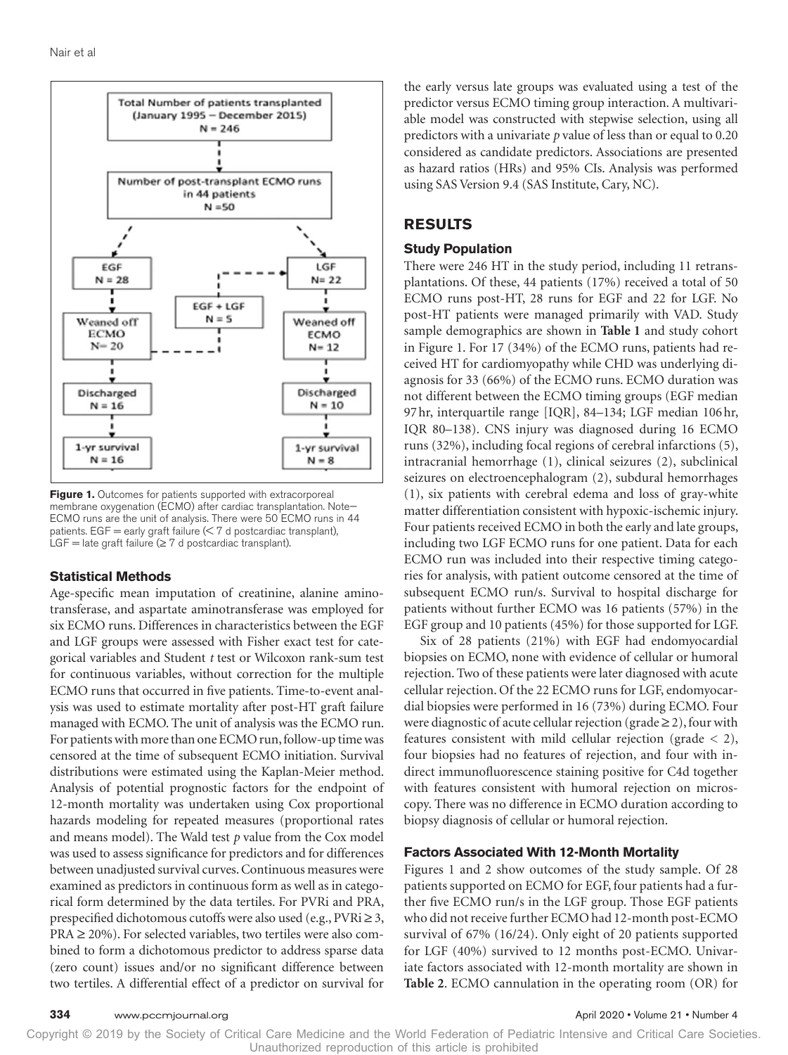Figure 1. Outcomes for patients supported with extracorporeal membrane oxygenation (ECMO) after cardiac transplantation. Note— ECMO runs are the unit of analysis. There were 50 ECMO runs in 44 patients. EGF = early graft failure (< 7 d postcardiac transplant), LGF = late graft failure (≥ 7 d postcardiac transplant).

### Statistical Methods

Age-specific mean imputation of creatinine, alanine aminotransferase, and aspartate aminotransferase was employed for six ECMO runs. Differences in characteristics between the EGF and LGF groups were assessed with Fisher exact test for categorical variables and Student *t* test or Wilcoxon rank-sum test for continuous variables, without correction for the multiple ECMO runs that occurred in five patients. Time-to-event analysis was used to estimate mortality after post-HT graft failure managed with ECMO. The unit of analysis was the ECMO run. For patients with more than one ECMO run, follow-up time was censored at the time of subsequent ECMO initiation. Survival distributions were estimated using the Kaplan-Meier method. Analysis of potential prognostic factors for the endpoint of 12-month mortality was undertaken using Cox proportional hazards modeling for repeated measures (proportional rates and means model). The Wald test *p* value from the Cox model was used to assess significance for predictors and for differences between unadjusted survival curves. Continuous measures were examined as predictors in continuous form as well as in categorical form determined by the data tertiles. For PVRi and PRA, prespecified dichotomous cutoffs were also used (e.g., PVRi ≥ 3, PRA ≥ 20%). For selected variables, two tertiles were also combined to form a dichotomous predictor to address sparse data (zero count) issues and/or no significant difference between two tertiles. A differential effect of a predictor on survival for the early versus late groups was evaluated using a test of the predictor versus ECMO timing group interaction. A multivariable model was constructed with stepwise selection, using all predictors with a univariate *p* value of less than or equal to 0.20 considered as candidate predictors. Associations are presented as hazard ratios (HRs) and 95% CIs. Analysis was performed using SAS Version 9.4 (SAS Institute, Cary, NC).

## RESULTS

### Study Population

There were 246 HT in the study period, including 11 retransplantations. Of these, 44 patients (17%) received a total of 50 ECMO runs post-HT, 28 runs for EGF and 22 for LGF. No post-HT patients were managed primarily with VAD. Study sample demographics are shown in **Table 1** and study cohort in Figure 1. For 17 (34%) of the ECMO runs, patients had received HT for cardiomyopathy while CHD was underlying diagnosis for 33 (66%) of the ECMO runs. ECMO duration was not different between the ECMO timing groups (EGF median 97 hr, interquartile range [IQR], 84–134; LGF median 106 hr, IQR 80–138). CNS injury was diagnosed during 16 ECMO runs (32%), including focal regions of cerebral infarctions (5), intracranial hemorrhage (1), clinical seizures (2), subclinical seizures on electroencephalogram (2), subdural hemorrhages (1), six patients with cerebral edema and loss of gray-white matter differentiation consistent with hypoxic-ischemic injury. Four patients received ECMO in both the early and late groups, including two LGF ECMO runs for one patient. Data for each ECMO run was included into their respective timing categories for analysis, with patient outcome censored at the time of subsequent ECMO run/s. Survival to hospital discharge for patients without further ECMO was 16 patients (57%) in the EGF group and 10 patients (45%) for those supported for LGF.

Six of 28 patients (21%) with EGF had endomyocardial biopsies on ECMO, none with evidence of cellular or humoral rejection. Two of these patients were later diagnosed with acute cellular rejection. Of the 22 ECMO runs for LGF, endomyocardial biopsies were performed in 16 (73%) during ECMO. Four were diagnostic of acute cellular rejection (grade ≥ 2), four with features consistent with mild cellular rejection (grade < 2), four biopsies had no features of rejection, and four with indirect immunofluorescence staining positive for C4d together with features consistent with humoral rejection on microscopy. There was no difference in ECMO duration according to biopsy diagnosis of cellular or humoral rejection.

### Factors Associated With 12-Month Mortality

Figures 1 and 2 show outcomes of the study sample. Of 28 patients supported on ECMO for EGF, four patients had a further five ECMO run/s in the LGF group. Those EGF patients who did not receive further ECMO had 12-month post-ECMO survival of 67% (16/24). Only eight of 20 patients supported for LGF (40%) survived to 12 months post-ECMO. Univariate factors associated with 12-month mortality are shown in **Table 2**. ECMO cannulation in the operating room (OR) for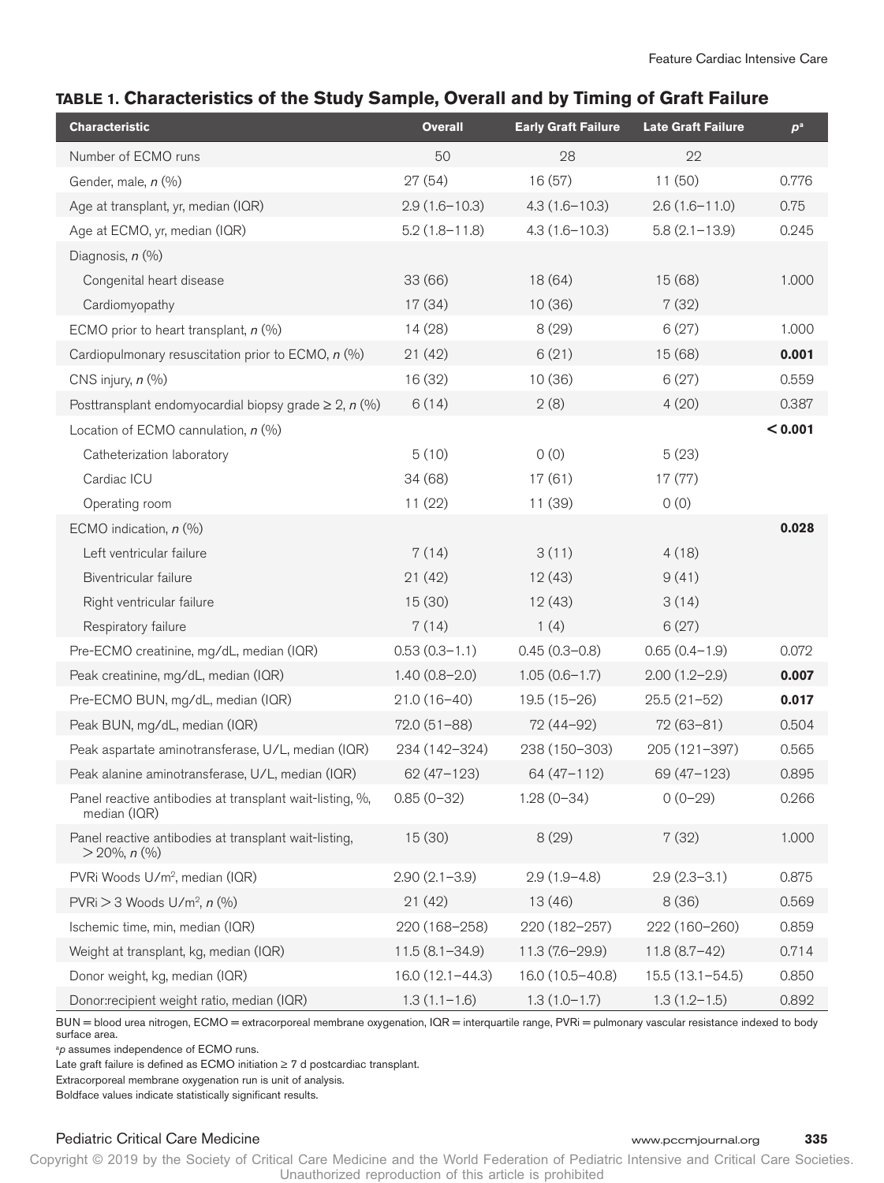**TABLE 1. Characteristics of the Study Sample, Overall and by Timing of Graft Failure**

| Characteristic | Overall | Early Graft Failure | Late Graft Failure | $p$[a] |
|---|---|---|---|---|
| Number of ECMO runs | 50 | 28 | 22 | |
| Gender, male, *n* (%) | 27 (54) | 16 (57) | 11 (50) | 0.776 |
| Age at transplant, yr, median (IQR) | 2.9 (1.6–10.3) | 4.3 (1.6–10.3) | 2.6 (1.6–11.0) | 0.75 |
| Age at ECMO, yr, median (IQR) | 5.2 (1.8–11.8) | 4.3 (1.6–10.3) | 5.8 (2.1–13.9) | 0.245 |
| Diagnosis, *n* (%) | | | | |
| Congenital heart disease | 33 (66) | 18 (64) | 15 (68) | 1.000 |
| Cardiomyopathy | 17 (34) | 10 (36) | 7 (32) | |
| ECMO prior to heart transplant, *n* (%) | 14 (28) | 8 (29) | 6 (27) | 1.000 |
| Cardiopulmonary resuscitation prior to ECMO, *n* (%) | 21 (42) | 6 (21) | 15 (68) | **0.001** |
| CNS injury, *n* (%) | 16 (32) | 10 (36) | 6 (27) | 0.559 |
| Posttransplant endomyocardial biopsy grade ≥ 2, *n* (%) | 6 (14) | 2 (8) | 4 (20) | 0.387 |
| Location of ECMO cannulation, *n* (%) | | | | **< 0.001** |
| Catheterization laboratory | 5 (10) | 0 (0) | 5 (23) | |
| Cardiac ICU | 34 (68) | 17 (61) | 17 (77) | |
| Operating room | 11 (22) | 11 (39) | 0 (0) | |
| ECMO indication, *n* (%) | | | | **0.028** |
| Left ventricular failure | 7 (14) | 3 (11) | 4 (18) | |
| Biventricular failure | 21 (42) | 12 (43) | 9 (41) | |
| Right ventricular failure | 15 (30) | 12 (43) | 3 (14) | |
| Respiratory failure | 7 (14) | 1 (4) | 6 (27) | |
| Pre-ECMO creatinine, mg/dL, median (IQR) | 0.53 (0.3–1.1) | 0.45 (0.3–0.8) | 0.65 (0.4–1.9) | 0.072 |
| Peak creatinine, mg/dL, median (IQR) | 1.40 (0.8–2.0) | 1.05 (0.6–1.7) | 2.00 (1.2–2.9) | **0.007** |
| Pre-ECMO BUN, mg/dL, median (IQR) | 21.0 (16–40) | 19.5 (15–26) | 25.5 (21–52) | **0.017** |
| Peak BUN, mg/dL, median (IQR) | 72.0 (51–88) | 72 (44–92) | 72 (63–81) | 0.504 |
| Peak aspartate aminotransferase, U/L, median (IQR) | 234 (142–324) | 238 (150–303) | 205 (121–397) | 0.565 |
| Peak alanine aminotransferase, U/L, median (IQR) | 62 (47–123) | 64 (47–112) | 69 (47–123) | 0.895 |
| Panel reactive antibodies at transplant wait-listing, %, median (IQR) | 0.85 (0–32) | 1.28 (0–34) | 0 (0–29) | 0.266 |
| Panel reactive antibodies at transplant wait-listing, > 20%, *n* (%) | 15 (30) | 8 (29) | 7 (32) | 1.000 |
| PVRi Woods U/m$^2$, median (IQR) | 2.90 (2.1–3.9) | 2.9 (1.9–4.8) | 2.9 (2.3–3.1) | 0.875 |
| PVRi > 3 Woods U/m$^2$, *n* (%) | 21 (42) | 13 (46) | 8 (36) | 0.569 |
| Ischemic time, min, median (IQR) | 220 (168–258) | 220 (182–257) | 222 (160–260) | 0.859 |
| Weight at transplant, kg, median (IQR) | 11.5 (8.1–34.9) | 11.3 (7.6–29.9) | 11.8 (8.7–42) | 0.714 |
| Donor weight, kg, median (IQR) | 16.0 (12.1–44.3) | 16.0 (10.5–40.8) | 15.5 (13.1–54.5) | 0.850 |
| Donor:recipient weight ratio, median (IQR) | 1.3 (1.1–1.6) | 1.3 (1.0–1.7) | 1.3 (1.2–1.5) | 0.892 |

BUN = blood urea nitrogen, ECMO = extracorporeal membrane oxygenation, IQR = interquartile range, PVRi = pulmonary vascular resistance indexed to body surface area.

[a]*p* assumes independence of ECMO runs.

Late graft failure is defined as ECMO initiation ≥ 7 d postcardiac transplant.

Extracorporeal membrane oxygenation run is unit of analysis.

Boldface values indicate statistically significant results.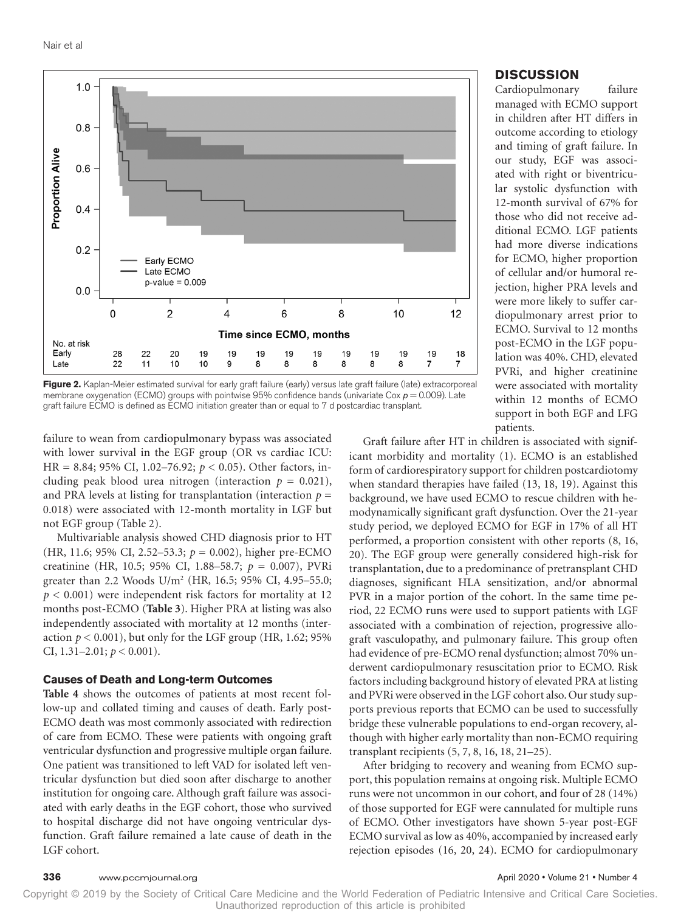Figure 2. Kaplan-Meier estimated survival for early graft failure (early) versus late graft failure (late) extracorporeal membrane oxygenation (ECMO) groups with pointwise 95% confidence bands (univariate Cox $p = 0.009$). Late graft failure ECMO is defined as ECMO initiation greater than or equal to 7 d postcardiac transplant.

failure to wean from cardiopulmonary bypass was associated with lower survival in the EGF group (OR vs cardiac ICU: HR = 8.84; 95% CI, 1.02–76.92; $p < 0.05$). Other factors, including peak blood urea nitrogen (interaction $p = 0.021$), and PRA levels at listing for transplantation (interaction $p = 0.018$) were associated with 12-month mortality in LGF but not EGF group (Table 2).

Multivariable analysis showed CHD diagnosis prior to HT (HR, 11.6; 95% CI, 2.52–53.3; $p = 0.002$), higher pre-ECMO creatinine (HR, 10.5; 95% CI, 1.88–58.7; $p = 0.007$), PVRi greater than 2.2 Woods U/m$^2$ (HR, 16.5; 95% CI, 4.95–55.0; $p < 0.001$) were independent risk factors for mortality at 12 months post-ECMO (**Table 3**). Higher PRA at listing was also independently associated with mortality at 12 months (interaction $p < 0.001$), but only for the LGF group (HR, 1.62; 95% CI, 1.31–2.01; $p < 0.001$).

### Causes of Death and Long-term Outcomes

**Table 4** shows the outcomes of patients at most recent follow-up and collated timing and causes of death. Early post-ECMO death was most commonly associated with redirection of care from ECMO. These were patients with ongoing graft ventricular dysfunction and progressive multiple organ failure. One patient was transitioned to left VAD for isolated left ventricular dysfunction but died soon after discharge to another institution for ongoing care. Although graft failure was associated with early deaths in the EGF cohort, those who survived to hospital discharge did not have ongoing ventricular dysfunction. Graft failure remained a late cause of death in the LGF cohort.

## DISCUSSION

Cardiopulmonary failure managed with ECMO support in children after HT differs in outcome according to etiology and timing of graft failure. In our study, EGF was associated with right or biventricular systolic dysfunction with 12-month survival of 67% for those who did not receive additional ECMO. LGF patients had more diverse indications for ECMO, higher proportion of cellular and/or humoral rejection, higher PRA levels and were more likely to suffer cardiopulmonary arrest prior to ECMO. Survival to 12 months post-ECMO in the LGF population was 40%. CHD, elevated PVRi, and higher creatinine were associated with mortality within 12 months of ECMO support in both EGF and LFG patients.

Graft failure after HT in children is associated with significant morbidity and mortality (1). ECMO is an established form of cardiorespiratory support for children postcardiotomy when standard therapies have failed (13, 18, 19). Against this background, we have used ECMO to rescue children with hemodynamically significant graft dysfunction. Over the 21-year study period, we deployed ECMO for EGF in 17% of all HT performed, a proportion consistent with other reports (8, 16, 20). The EGF group were generally considered high-risk for transplantation, due to a predominance of pretransplant CHD diagnoses, significant HLA sensitization, and/or abnormal PVR in a major portion of the cohort. In the same time period, 22 ECMO runs were used to support patients with LGF associated with a combination of rejection, progressive allograft vasculopathy, and pulmonary failure. This group often had evidence of pre-ECMO renal dysfunction; almost 70% underwent cardiopulmonary resuscitation prior to ECMO. Risk factors including background history of elevated PRA at listing and PVRi were observed in the LGF cohort also. Our study supports previous reports that ECMO can be used to successfully bridge these vulnerable populations to end-organ recovery, although with higher early mortality than non-ECMO requiring transplant recipients (5, 7, 8, 16, 18, 21–25).

After bridging to recovery and weaning from ECMO support, this population remains at ongoing risk. Multiple ECMO runs were not uncommon in our cohort, and four of 28 (14%) of those supported for EGF were cannulated for multiple runs of ECMO. Other investigators have shown 5-year post-EGF ECMO survival as low as 40%, accompanied by increased early rejection episodes (16, 20, 24). ECMO for cardiopulmonary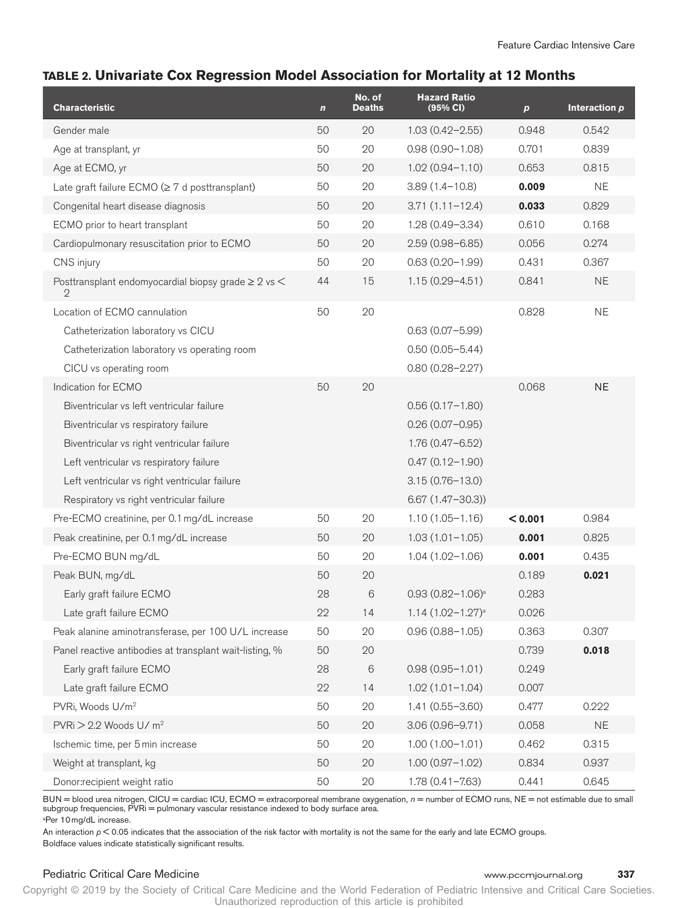**TABLE 2. Univariate Cox Regression Model Association for Mortality at 12 Months**

| Characteristic | *n* | No. of Deaths | Hazard Ratio (95% CI) | *p* | Interaction *p* |
|---|---|---|---|---|---|
| Gender male | 50 | 20 | 1.03 (0.42–2.55) | 0.948 | 0.542 |
| Age at transplant, yr | 50 | 20 | 0.98 (0.90–1.08) | 0.701 | 0.839 |
| Age at ECMO, yr | 50 | 20 | 1.02 (0.94–1.10) | 0.653 | 0.815 |
| Late graft failure ECMO (≥ 7 d posttransplant) | 50 | 20 | 3.89 (1.4–10.8) | **0.009** | NE |
| Congenital heart disease diagnosis | 50 | 20 | 3.71 (1.11–12.4) | **0.033** | 0.829 |
| ECMO prior to heart transplant | 50 | 20 | 1.28 (0.49–3.34) | 0.610 | 0.168 |
| Cardiopulmonary resuscitation prior to ECMO | 50 | 20 | 2.59 (0.98–6.85) | 0.056 | 0.274 |
| CNS injury | 50 | 20 | 0.63 (0.20–1.99) | 0.431 | 0.367 |
| Posttransplant endomyocardial biopsy grade ≥ 2 vs < 2 | 44 | 15 | 1.15 (0.29–4.51) | 0.841 | NE |
| Location of ECMO cannulation | 50 | 20 | | 0.828 | NE |
| Catheterization laboratory vs CICU | | | 0.63 (0.07–5.99) | | |
| Catheterization laboratory vs operating room | | | 0.50 (0.05–5.44) | | |
| CICU vs operating room | | | 0.80 (0.28–2.27) | | |
| Indication for ECMO | 50 | 20 | | 0.068 | NE |
| Biventricular vs left ventricular failure | | | 0.56 (0.17–1.80) | | |
| Biventricular vs respiratory failure | | | 0.26 (0.07–0.95) | | |
| Biventricular vs right ventricular failure | | | 1.76 (0.47–6.52) | | |
| Left ventricular vs respiratory failure | | | 0.47 (0.12–1.90) | | |
| Left ventricular vs right ventricular failure | | | 3.15 (0.76–13.0) | | |
| Respiratory vs right ventricular failure | | | 6.67 (1.47–30.3)) | | |
| Pre-ECMO creatinine, per 0.1 mg/dL increase | 50 | 20 | 1.10 (1.05–1.16) | **< 0.001** | 0.984 |
| Peak creatinine, per 0.1 mg/dL increase | 50 | 20 | 1.03 (1.01–1.05) | **0.001** | 0.825 |
| Pre-ECMO BUN mg/dL | 50 | 20 | 1.04 (1.02–1.06) | **0.001** | 0.435 |
| Peak BUN, mg/dL | 50 | 20 | | 0.189 | **0.021** |
| Early graft failure ECMO | 28 | 6 | 0.93 (0.82–1.06)[a] | 0.283 | |
| Late graft failure ECMO | 22 | 14 | 1.14 (1.02–1.27)[a] | 0.026 | |
| Peak alanine aminotransferase, per 100 U/L increase | 50 | 20 | 0.96 (0.88–1.05) | 0.363 | 0.307 |
| Panel reactive antibodies at transplant wait-listing, % | 50 | 20 | | 0.739 | **0.018** |
| Early graft failure ECMO | 28 | 6 | 0.98 (0.95–1.01) | 0.249 | |
| Late graft failure ECMO | 22 | 14 | 1.02 (1.01–1.04) | 0.007 | |
| PVRi, Woods U/m$^2$ | 50 | 20 | 1.41 (0.55–3.60) | 0.477 | 0.222 |
| PVRi > 2.2 Woods U/ m$^2$ | 50 | 20 | 3.06 (0.96–9.71) | 0.058 | NE |
| Ischemic time, per 5 min increase | 50 | 20 | 1.00 (1.00–1.01) | 0.462 | 0.315 |
| Weight at transplant, kg | 50 | 20 | 1.00 (0.97–1.02) | 0.834 | 0.937 |
| Donor:recipient weight ratio | 50 | 20 | 1.78 (0.41–7.63) | 0.441 | 0.645 |

BUN = blood urea nitrogen, CICU = cardiac ICU, ECMO = extracorporeal membrane oxygenation, *n* = number of ECMO runs, NE = not estimable due to small subgroup frequencies, PVRi = pulmonary vascular resistance indexed to body surface area.

[a]Per 10 mg/dL increase.

An interaction $p < 0.05$ indicates that the association of the risk factor with mortality is not the same for the early and late ECMO groups.

Boldface values indicate statistically significant results.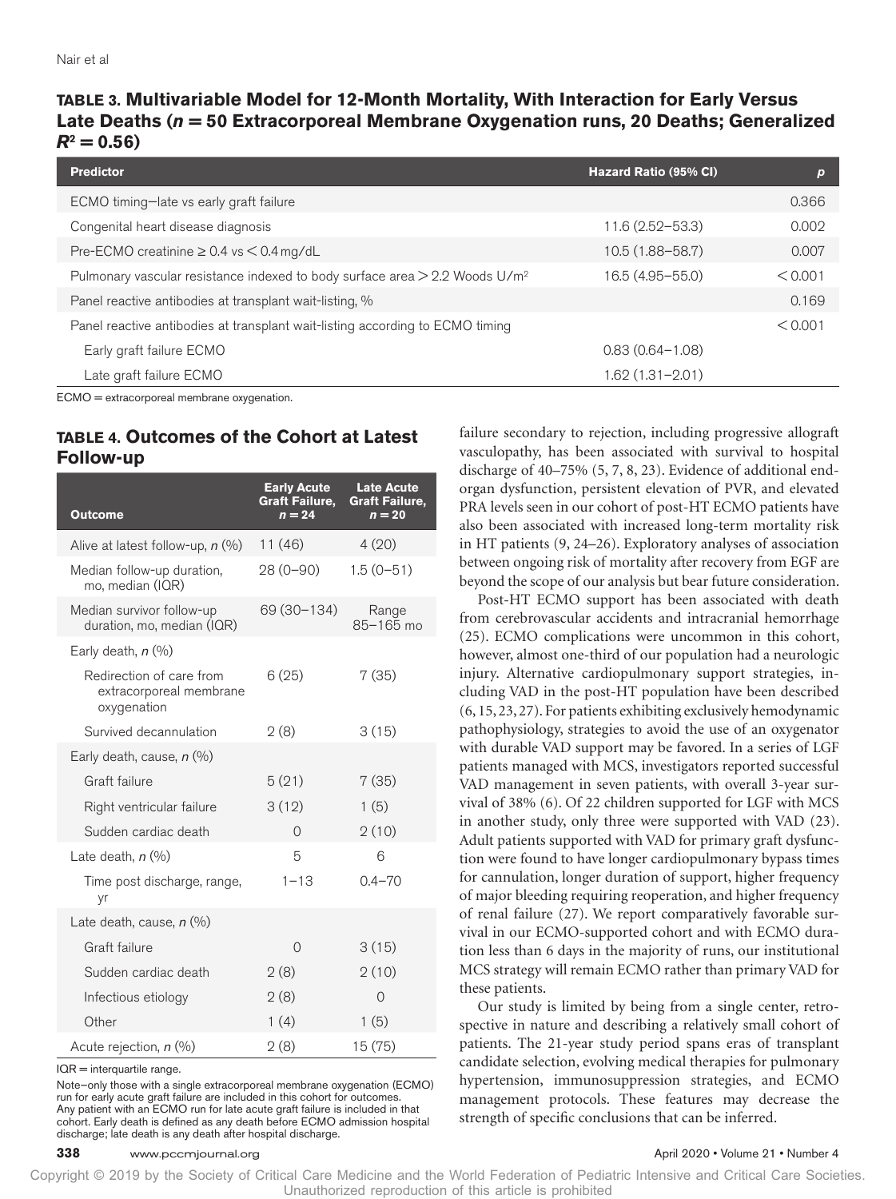**TABLE 3. Multivariable Model for 12-Month Mortality, With Interaction for Early Versus Late Deaths ($n = 50$ Extracorporeal Membrane Oxygenation runs, 20 Deaths; Generalized $R^2 = 0.56$)**

| Predictor | Hazard Ratio (95% CI) | p |
|---|---|---|
| ECMO timing—late vs early graft failure | | 0.366 |
| Congenital heart disease diagnosis | 11.6 (2.52–53.3) | 0.002 |
| Pre-ECMO creatinine ≥ 0.4 vs < 0.4 mg/dL | 10.5 (1.88–58.7) | 0.007 |
| Pulmonary vascular resistance indexed to body surface area > 2.2 Woods U/m² | 16.5 (4.95–55.0) | < 0.001 |
| Panel reactive antibodies at transplant wait-listing, % | | 0.169 |
| Panel reactive antibodies at transplant wait-listing according to ECMO timing | | < 0.001 |
| Early graft failure ECMO | 0.83 (0.64–1.08) | |
| Late graft failure ECMO | 1.62 (1.31–2.01) | |

ECMO = extracorporeal membrane oxygenation.

**TABLE 4. Outcomes of the Cohort at Latest Follow-up**

| Outcome | Early Acute Graft Failure, $n = 24$ | Late Acute Graft Failure, $n = 20$ |
|---|---|---|
| Alive at latest follow-up, n (%) | 11 (46) | 4 (20) |
| Median follow-up duration, mo, median (IQR) | 28 (0–90) | 1.5 (0–51) |
| Median survivor follow-up duration, mo, median (IQR) | 69 (30–134) | Range 85–165 mo |
| Early death, n (%) | | |
| Redirection of care from extracorporeal membrane oxygenation | 6 (25) | 7 (35) |
| Survived decannulation | 2 (8) | 3 (15) |
| Early death, cause, n (%) | | |
| Graft failure | 5 (21) | 7 (35) |
| Right ventricular failure | 3 (12) | 1 (5) |
| Sudden cardiac death | 0 | 2 (10) |
| Late death, n (%) | 5 | 6 |
| Time post discharge, range, yr | 1–13 | 0.4–70 |
| Late death, cause, n (%) | | |
| Graft failure | 0 | 3 (15) |
| Sudden cardiac death | 2 (8) | 2 (10) |
| Infectious etiology | 2 (8) | 0 |
| Other | 1 (4) | 1 (5) |
| Acute rejection, n (%) | 2 (8) | 15 (75) |

IQR = interquartile range.

Note—only those with a single extracorporeal membrane oxygenation (ECMO) run for early acute graft failure are included in this cohort for outcomes. Any patient with an ECMO run for late acute graft failure is included in that cohort. Early death is defined as any death before ECMO admission hospital discharge; late death is any death after hospital discharge.

failure secondary to rejection, including progressive allograft vasculopathy, has been associated with survival to hospital discharge of 40–75% (5, 7, 8, 23). Evidence of additional end-organ dysfunction, persistent elevation of PVR, and elevated PRA levels seen in our cohort of post-HT ECMO patients have also been associated with increased long-term mortality risk in HT patients (9, 24–26). Exploratory analyses of association between ongoing risk of mortality after recovery from EGF are beyond the scope of our analysis but bear future consideration.

Post-HT ECMO support has been associated with death from cerebrovascular accidents and intracranial hemorrhage (25). ECMO complications were uncommon in this cohort, however, almost one-third of our population had a neurologic injury. Alternative cardiopulmonary support strategies, including VAD in the post-HT population have been described (6, 15, 23, 27). For patients exhibiting exclusively hemodynamic pathophysiology, strategies to avoid the use of an oxygenator with durable VAD support may be favored. In a series of LGF patients managed with MCS, investigators reported successful VAD management in seven patients, with overall 3-year survival of 38% (6). Of 22 children supported for LGF with MCS in another study, only three were supported with VAD (23). Adult patients supported with VAD for primary graft dysfunction were found to have longer cardiopulmonary bypass times for cannulation, longer duration of support, higher frequency of major bleeding requiring reoperation, and higher frequency of renal failure (27). We report comparatively favorable survival in our ECMO-supported cohort and with ECMO duration less than 6 days in the majority of runs, our institutional MCS strategy will remain ECMO rather than primary VAD for these patients.

Our study is limited by being from a single center, retrospective in nature and describing a relatively small cohort of patients. The 21-year study period spans eras of transplant candidate selection, evolving medical therapies for pulmonary hypertension, immunosuppression strategies, and ECMO management protocols. These features may decrease the strength of specific conclusions that can be inferred.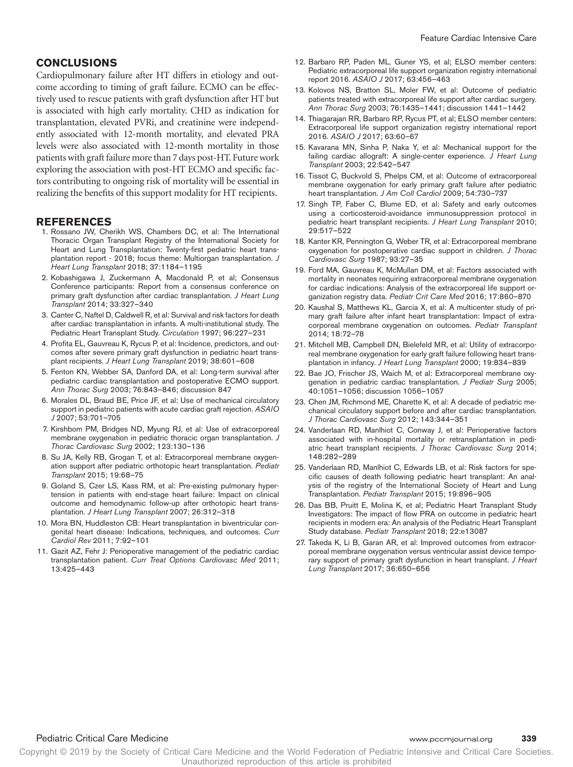## CONCLUSIONS

Cardiopulmonary failure after HT differs in etiology and outcome according to timing of graft failure. ECMO can be effectively used to rescue patients with graft dysfunction after HT but is associated with high early mortality. CHD as indication for transplantation, elevated PVRi, and creatinine were independently associated with 12-month mortality, and elevated PRA levels were also associated with 12-month mortality in those patients with graft failure more than 7 days post-HT. Future work exploring the association with post-HT ECMO and specific factors contributing to ongoing risk of mortality will be essential in realizing the benefits of this support modality for HT recipients.

## REFERENCES

1. Rossano JW, Cherikh WS, Chambers DC, et al: The International Thoracic Organ Transplant Registry of the International Society for Heart and Lung Transplantation: Twenty-first pediatric heart transplantation report - 2018; focus theme: Multiorgan transplantation. *J Heart Lung Transplant* 2018; 37:1184–1195
2. Kobashigawa J, Zuckermann A, Macdonald P, et al; Consensus Conference participants: Report from a consensus conference on primary graft dysfunction after cardiac transplantation. *J Heart Lung Transplant* 2014; 33:327–340
3. Canter C, Naftel D, Caldwell R, et al: Survival and risk factors for death after cardiac transplantation in infants. A multi-institutional study. The Pediatric Heart Transplant Study. *Circulation* 1997; 96:227–231
4. Profita EL, Gauvreau K, Rycus P, et al: Incidence, predictors, and outcomes after severe primary graft dysfunction in pediatric heart transplant recipients. *J Heart Lung Transplant* 2019; 38:601–608
5. Fenton KN, Webber SA, Danford DA, et al: Long-term survival after pediatric cardiac transplantation and postoperative ECMO support. *Ann Thorac Surg* 2003; 76:843–846; discussion 847
6. Morales DL, Braud BE, Price JF, et al: Use of mechanical circulatory support in pediatric patients with acute cardiac graft rejection. *ASAIO J* 2007; 53:701–705
7. Kirshbom PM, Bridges ND, Myung RJ, et al: Use of extracorporeal membrane oxygenation in pediatric thoracic organ transplantation. *J Thorac Cardiovasc Surg* 2002; 123:130–136
8. Su JA, Kelly RB, Grogan T, et al: Extracorporeal membrane oxygenation support after pediatric orthotopic heart transplantation. *Pediatr Transplant* 2015; 19:68–75
9. Goland S, Czer LS, Kass RM, et al: Pre-existing pulmonary hypertension in patients with end-stage heart failure: Impact on clinical outcome and hemodynamic follow-up after orthotopic heart transplantation. *J Heart Lung Transplant* 2007; 26:312–318
10. Mora BN, Huddleston CB: Heart transplantation in biventricular congenital heart disease: Indications, techniques, and outcomes. *Curr Cardiol Rev* 2011; 7:92–101
11. Gazit AZ, Fehr J: Perioperative management of the pediatric cardiac transplantation patient. *Curr Treat Options Cardiovasc Med* 2011; 13:425–443
12. Barbaro RP, Paden ML, Guner YS, et al; ELSO member centers: Pediatric extracorporeal life support organization registry international report 2016. *ASAIO J* 2017; 63:456–463
13. Kolovos NS, Bratton SL, Moler FW, et al: Outcome of pediatric patients treated with extracorporeal life support after cardiac surgery. *Ann Thorac Surg* 2003; 76:1435–1441; discussion 1441–1442
14. Thiagarajan RR, Barbaro RP, Rycus PT, et al; ELSO member centers: Extracorporeal life support organization registry international report 2016. *ASAIO J* 2017; 63:60–67
15. Kavarana MN, Sinha P, Naka Y, et al: Mechanical support for the failing cardiac allograft: A single-center experience. *J Heart Lung Transplant* 2003; 22:542–547
16. Tissot C, Buckvold S, Phelps CM, et al: Outcome of extracorporeal membrane oxygenation for early primary graft failure after pediatric heart transplantation. *J Am Coll Cardiol* 2009; 54:730–737
17. Singh TP, Faber C, Blume ED, et al: Safety and early outcomes using a corticosteroid-avoidance immunosuppression protocol in pediatric heart transplant recipients. *J Heart Lung Transplant* 2010; 29:517–522
18. Kanter KR, Pennington G, Weber TR, et al: Extracorporeal membrane oxygenation for postoperative cardiac support in children. *J Thorac Cardiovasc Surg* 1987; 93:27–35
19. Ford MA, Gauvreau K, McMullan DM, et al: Factors associated with mortality in neonates requiring extracorporeal membrane oxygenation for cardiac indications: Analysis of the extracorporeal life support organization registry data. *Pediatr Crit Care Med* 2016; 17:860–870
20. Kaushal S, Matthews KL, Garcia X, et al: A multicenter study of primary graft failure after infant heart transplantation: Impact of extracorporeal membrane oxygenation on outcomes. *Pediatr Transplant* 2014; 18:72–78
21. Mitchell MB, Campbell DN, Bielefeld MR, et al: Utility of extracorporeal membrane oxygenation for early graft failure following heart transplantation in infancy. *J Heart Lung Transplant* 2000; 19:834–839
22. Bae JO, Frischer JS, Waich M, et al: Extracorporeal membrane oxygenation in pediatric cardiac transplantation. *J Pediatr Surg* 2005; 40:1051–1056; discussion 1056–1057
23. Chen JM, Richmond ME, Charette K, et al: A decade of pediatric mechanical circulatory support before and after cardiac transplantation. *J Thorac Cardiovasc Surg* 2012; 143:344–351
24. Vanderlaan RD, Manlhiot C, Conway J, et al: Perioperative factors associated with in-hospital mortality or retransplantation in pediatric heart transplant recipients. *J Thorac Cardiovasc Surg* 2014; 148:282–289
25. Vanderlaan RD, Manlhiot C, Edwards LB, et al: Risk factors for specific causes of death following pediatric heart transplant: An analysis of the registry of the International Society of Heart and Lung Transplantation. *Pediatr Transplant* 2015; 19:896–905
26. Das BB, Pruitt E, Molina K, et al; Pediatric Heart Transplant Study Investigators: The impact of flow PRA on outcome in pediatric heart recipients in modern era: An analysis of the Pediatric Heart Transplant Study database. *Pediatr Transplant* 2018; 22:e13087
27. Takeda K, Li B, Garan AR, et al: Improved outcomes from extracorporeal membrane oxygenation versus ventricular assist device temporary support of primary graft dysfunction in heart transplant. *J Heart Lung Transplant* 2017; 36:650–656